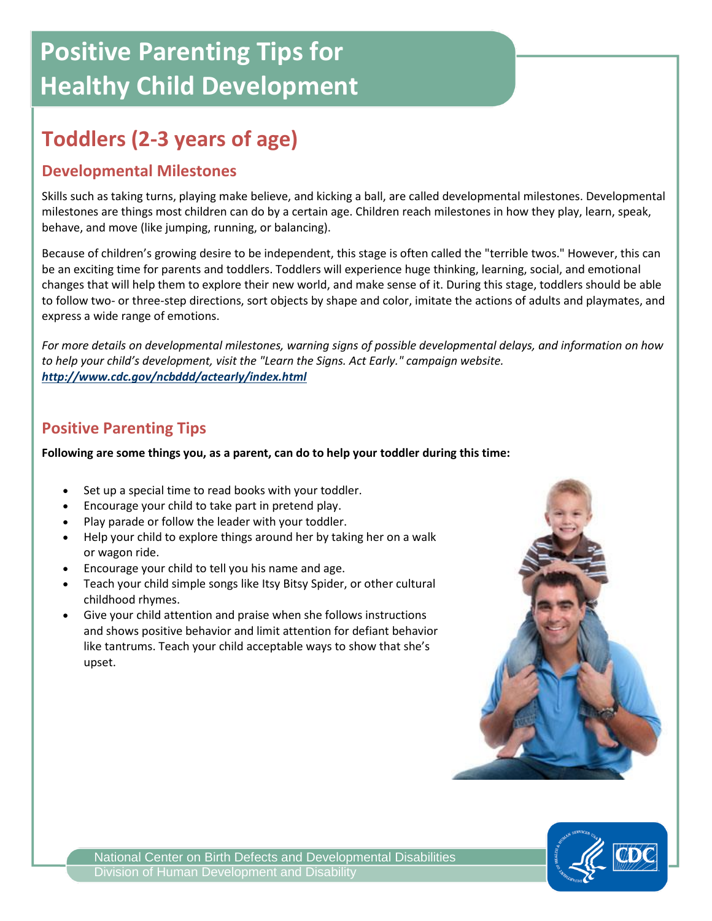# Positive Parenting Tips for Healthy Child Development

## Toddlers (2-3 years of age)

### Developmental Milestones

Skills such as taking turns, playing make believe, and kicking a ball, are called developmental milestones. Developmental milestones are things most children can do by a certain age. Children reach milestones in how they play, learn, speak, behave, and move (like jumping, running, or balancing).

Because of children's growing desire to be independent, this stage is often called the "terrible twos." However, this can be an exciting time for parents and toddlers. Toddlers will experience huge thinking, learning, social, and emotional changes that will help them to explore their new world, and make sense of it. During this stage, toddlers should be able to follow two- or three-step directions, sort objects by shape and color, imitate the actions of adults and playmates, and express a wide range of emotions.

*For more details on developmental milestones, warning signs of possible developmental delays, and information on how to help your child's development, visit the "Learn the Signs. Act Early." campaign website.*
***http://www.cdc.gov/ncbddd/actearly/index.html***

### Positive Parenting Tips

**Following are some things you, as a parent, can do to help your toddler during this time:**

- Set up a special time to read books with your toddler.
- Encourage your child to take part in pretend play.
- Play parade or follow the leader with your toddler.
- Help your child to explore things around her by taking her on a walk or wagon ride.
- Encourage your child to tell you his name and age.
- Teach your child simple songs like Itsy Bitsy Spider, or other cultural childhood rhymes.
- Give your child attention and praise when she follows instructions and shows positive behavior and limit attention for defiant behavior like tantrums. Teach your child acceptable ways to show that she's upset.

National Center on Birth Defects and Developmental Disabilities
Division of Human Development and Disability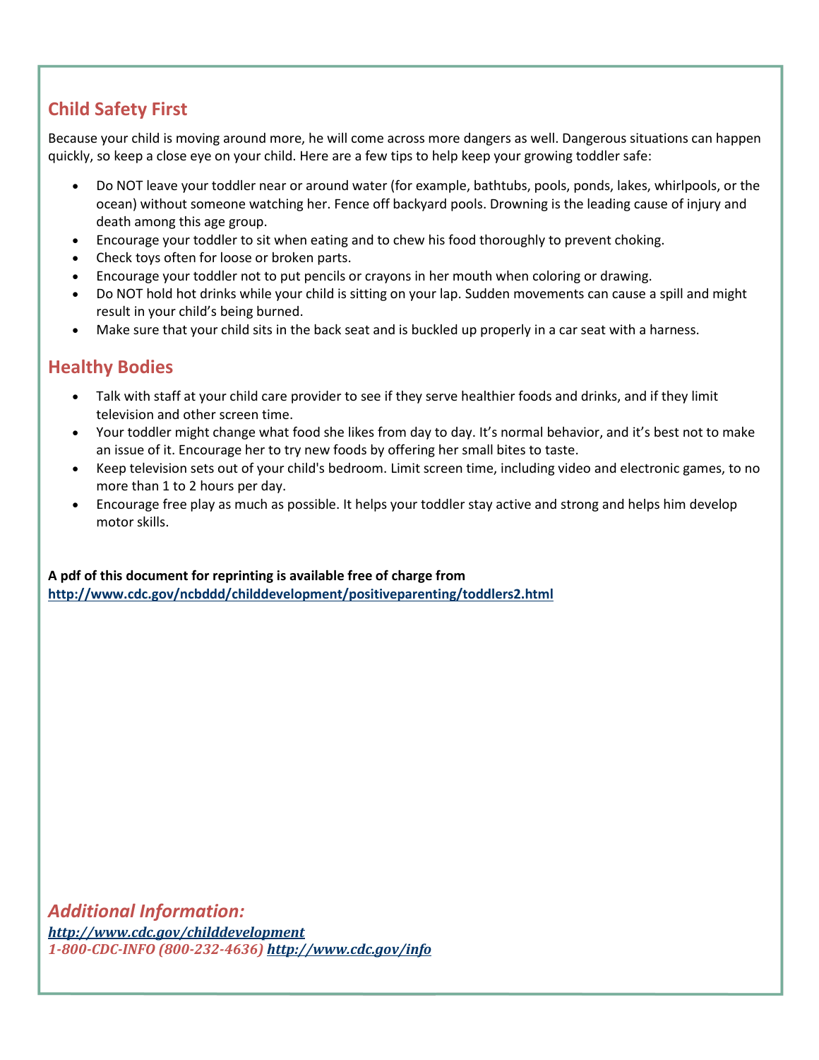## Child Safety First

Because your child is moving around more, he will come across more dangers as well. Dangerous situations can happen quickly, so keep a close eye on your child. Here are a few tips to help keep your growing toddler safe:

- Do NOT leave your toddler near or around water (for example, bathtubs, pools, ponds, lakes, whirlpools, or the ocean) without someone watching her. Fence off backyard pools. Drowning is the leading cause of injury and death among this age group.
- Encourage your toddler to sit when eating and to chew his food thoroughly to prevent choking.
- Check toys often for loose or broken parts.
- Encourage your toddler not to put pencils or crayons in her mouth when coloring or drawing.
- Do NOT hold hot drinks while your child is sitting on your lap. Sudden movements can cause a spill and might result in your child's being burned.
- Make sure that your child sits in the back seat and is buckled up properly in a car seat with a harness.

## Healthy Bodies

- Talk with staff at your child care provider to see if they serve healthier foods and drinks, and if they limit television and other screen time.
- Your toddler might change what food she likes from day to day. It's normal behavior, and it's best not to make an issue of it. Encourage her to try new foods by offering her small bites to taste.
- Keep television sets out of your child's bedroom. Limit screen time, including video and electronic games, to no more than 1 to 2 hours per day.
- Encourage free play as much as possible. It helps your toddler stay active and strong and helps him develop motor skills.

**A pdf of this document for reprinting is available free of charge from**
**http://www.cdc.gov/ncbddd/childdevelopment/positiveparenting/toddlers2.html**

## *Additional Information:*

***http://www.cdc.gov/childdevelopment***
***1-800-CDC-INFO (800-232-4636) http://www.cdc.gov/info***